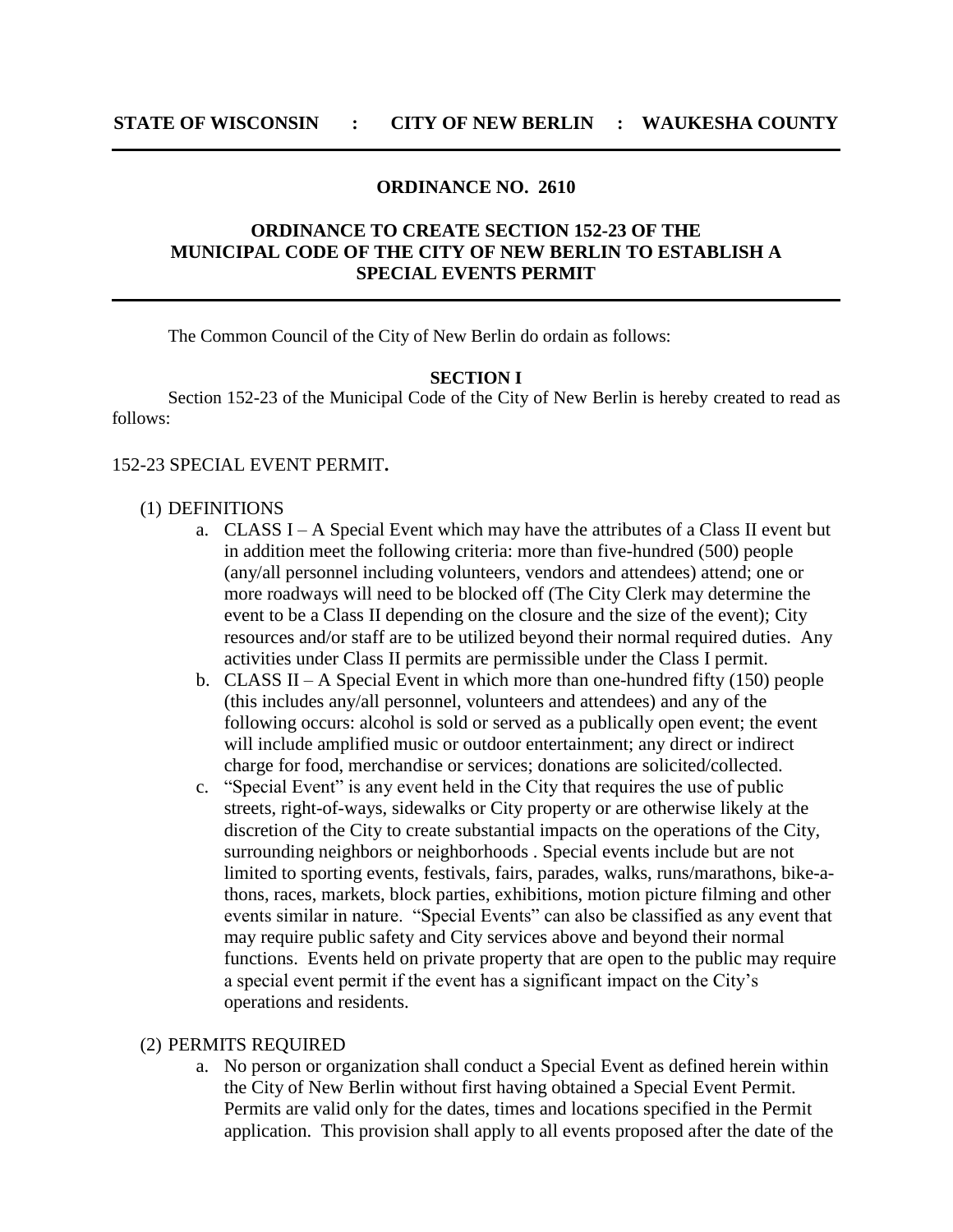**STATE OF WISCONSIN : CITY OF NEW BERLIN : WAUKESHA COUNTY**

---

**ORDINANCE NO. 2610**

**ORDINANCE TO CREATE SECTION 152-23 OF THE MUNICIPAL CODE OF THE CITY OF NEW BERLIN TO ESTABLISH A SPECIAL EVENTS PERMIT**

---

The Common Council of the City of New Berlin do ordain as follows:

**SECTION I**

Section 152-23 of the Municipal Code of the City of New Berlin is hereby created to read as follows:

152-23 SPECIAL EVENT PERMIT**.**

(1) DEFINITIONS

a. CLASS I – A Special Event which may have the attributes of a Class II event but in addition meet the following criteria: more than five-hundred (500) people (any/all personnel including volunteers, vendors and attendees) attend; one or more roadways will need to be blocked off (The City Clerk may determine the event to be a Class II depending on the closure and the size of the event); City resources and/or staff are to be utilized beyond their normal required duties. Any activities under Class II permits are permissible under the Class I permit.

b. CLASS II – A Special Event in which more than one-hundred fifty (150) people (this includes any/all personnel, volunteers and attendees) and any of the following occurs: alcohol is sold or served as a publically open event; the event will include amplified music or outdoor entertainment; any direct or indirect charge for food, merchandise or services; donations are solicited/collected.

c. "Special Event" is any event held in the City that requires the use of public streets, right-of-ways, sidewalks or City property or are otherwise likely at the discretion of the City to create substantial impacts on the operations of the City, surrounding neighbors or neighborhoods . Special events include but are not limited to sporting events, festivals, fairs, parades, walks, runs/marathons, bike-a-thons, races, markets, block parties, exhibitions, motion picture filming and other events similar in nature. "Special Events" can also be classified as any event that may require public safety and City services above and beyond their normal functions. Events held on private property that are open to the public may require a special event permit if the event has a significant impact on the City's operations and residents.

(2) PERMITS REQUIRED

a. No person or organization shall conduct a Special Event as defined herein within the City of New Berlin without first having obtained a Special Event Permit. Permits are valid only for the dates, times and locations specified in the Permit application. This provision shall apply to all events proposed after the date of the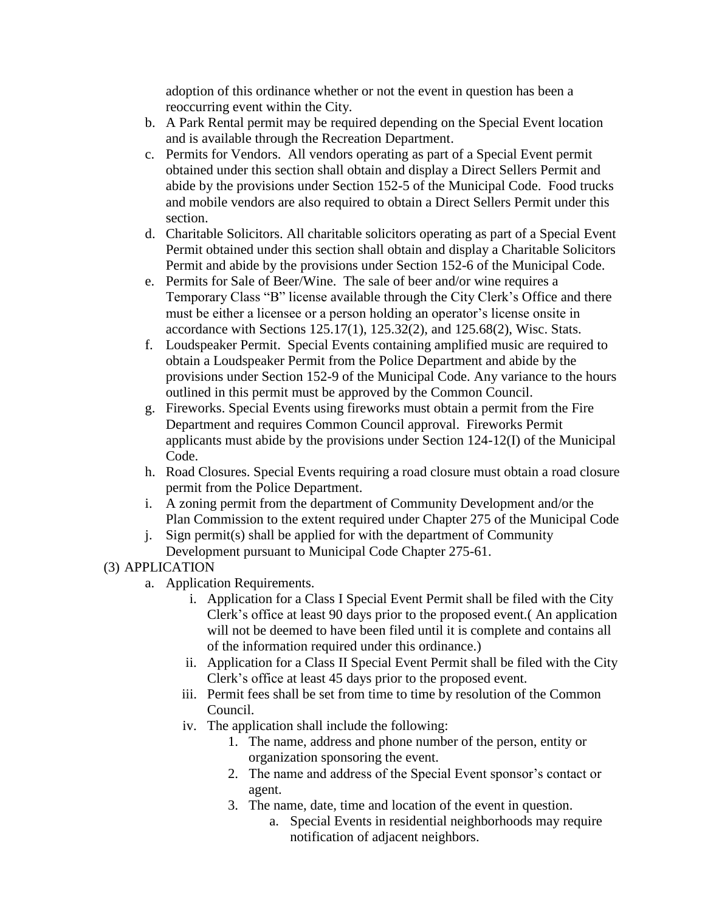adoption of this ordinance whether or not the event in question has been a reoccurring event within the City.

b. A Park Rental permit may be required depending on the Special Event location and is available through the Recreation Department.

c. Permits for Vendors. All vendors operating as part of a Special Event permit obtained under this section shall obtain and display a Direct Sellers Permit and abide by the provisions under Section 152-5 of the Municipal Code. Food trucks and mobile vendors are also required to obtain a Direct Sellers Permit under this section.

d. Charitable Solicitors. All charitable solicitors operating as part of a Special Event Permit obtained under this section shall obtain and display a Charitable Solicitors Permit and abide by the provisions under Section 152-6 of the Municipal Code.

e. Permits for Sale of Beer/Wine. The sale of beer and/or wine requires a Temporary Class "B" license available through the City Clerk's Office and there must be either a licensee or a person holding an operator's license onsite in accordance with Sections 125.17(1), 125.32(2), and 125.68(2), Wisc. Stats.

f. Loudspeaker Permit. Special Events containing amplified music are required to obtain a Loudspeaker Permit from the Police Department and abide by the provisions under Section 152-9 of the Municipal Code. Any variance to the hours outlined in this permit must be approved by the Common Council.

g. Fireworks. Special Events using fireworks must obtain a permit from the Fire Department and requires Common Council approval. Fireworks Permit applicants must abide by the provisions under Section 124-12(I) of the Municipal Code.

h. Road Closures. Special Events requiring a road closure must obtain a road closure permit from the Police Department.

i. A zoning permit from the department of Community Development and/or the Plan Commission to the extent required under Chapter 275 of the Municipal Code

j. Sign permit(s) shall be applied for with the department of Community Development pursuant to Municipal Code Chapter 275-61.

(3) APPLICATION

a. Application Requirements.

   i. Application for a Class I Special Event Permit shall be filed with the City Clerk's office at least 90 days prior to the proposed event.( An application will not be deemed to have been filed until it is complete and contains all of the information required under this ordinance.)

   ii. Application for a Class II Special Event Permit shall be filed with the City Clerk's office at least 45 days prior to the proposed event.

   iii. Permit fees shall be set from time to time by resolution of the Common Council.

   iv. The application shall include the following:

      1. The name, address and phone number of the person, entity or organization sponsoring the event.

      2. The name and address of the Special Event sponsor's contact or agent.

      3. The name, date, time and location of the event in question.

         a. Special Events in residential neighborhoods may require notification of adjacent neighbors.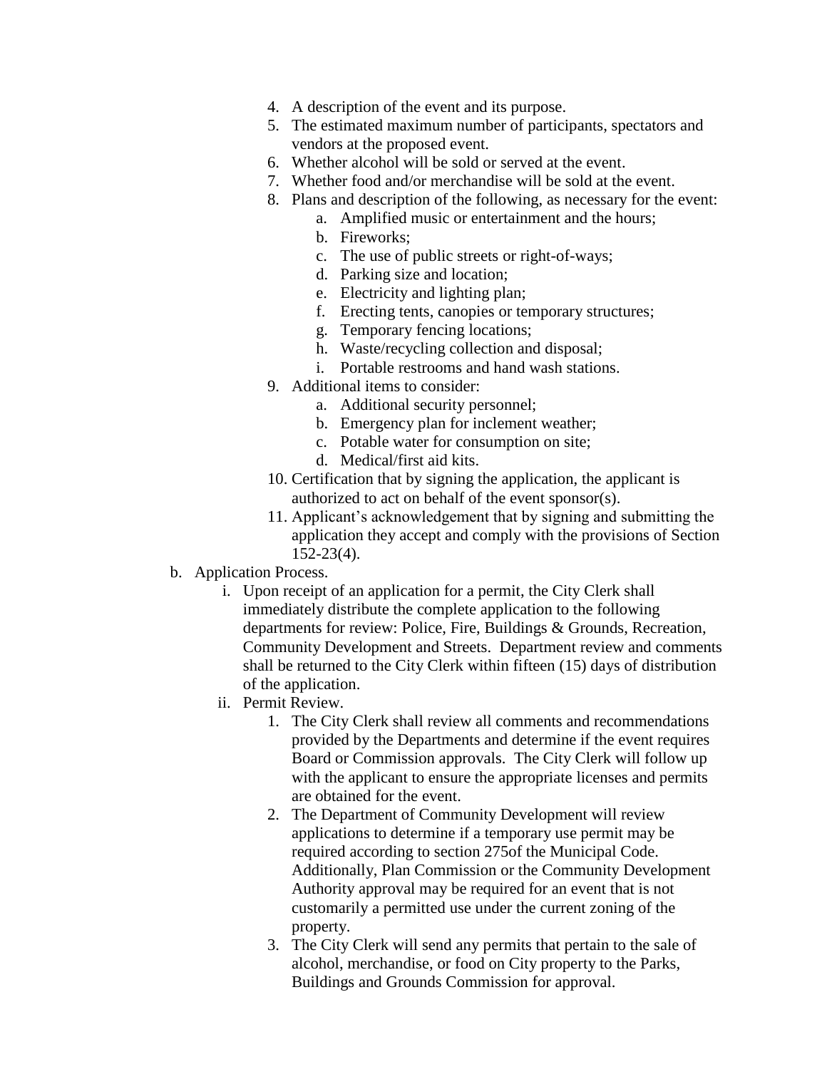4. A description of the event and its purpose.
5. The estimated maximum number of participants, spectators and vendors at the proposed event.
6. Whether alcohol will be sold or served at the event.
7. Whether food and/or merchandise will be sold at the event.
8. Plans and description of the following, as necessary for the event:
    a. Amplified music or entertainment and the hours;
    b. Fireworks;
    c. The use of public streets or right-of-ways;
    d. Parking size and location;
    e. Electricity and lighting plan;
    f. Erecting tents, canopies or temporary structures;
    g. Temporary fencing locations;
    h. Waste/recycling collection and disposal;
    i. Portable restrooms and hand wash stations.
9. Additional items to consider:
    a. Additional security personnel;
    b. Emergency plan for inclement weather;
    c. Potable water for consumption on site;
    d. Medical/first aid kits.
10. Certification that by signing the application, the applicant is authorized to act on behalf of the event sponsor(s).
11. Applicant's acknowledgement that by signing and submitting the application they accept and comply with the provisions of Section 152-23(4).

b. Application Process.

i. Upon receipt of an application for a permit, the City Clerk shall immediately distribute the complete application to the following departments for review: Police, Fire, Buildings & Grounds, Recreation, Community Development and Streets. Department review and comments shall be returned to the City Clerk within fifteen (15) days of distribution of the application.

ii. Permit Review.

1. The City Clerk shall review all comments and recommendations provided by the Departments and determine if the event requires Board or Commission approvals. The City Clerk will follow up with the applicant to ensure the appropriate licenses and permits are obtained for the event.
2. The Department of Community Development will review applications to determine if a temporary use permit may be required according to section 275of the Municipal Code. Additionally, Plan Commission or the Community Development Authority approval may be required for an event that is not customarily a permitted use under the current zoning of the property.
3. The City Clerk will send any permits that pertain to the sale of alcohol, merchandise, or food on City property to the Parks, Buildings and Grounds Commission for approval.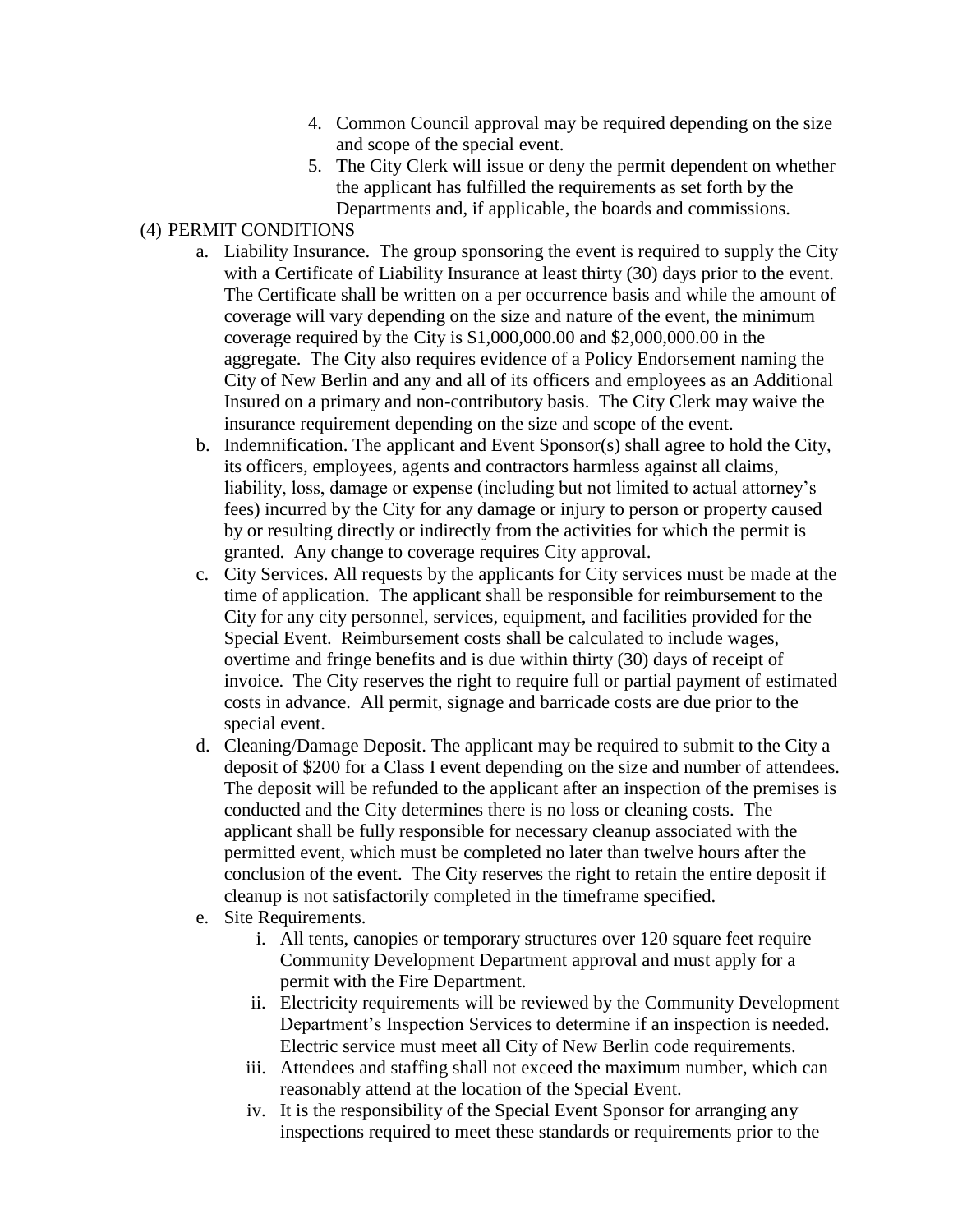4. Common Council approval may be required depending on the size and scope of the special event.
5. The City Clerk will issue or deny the permit dependent on whether the applicant has fulfilled the requirements as set forth by the Departments and, if applicable, the boards and commissions.

(4) PERMIT CONDITIONS

a. Liability Insurance. The group sponsoring the event is required to supply the City with a Certificate of Liability Insurance at least thirty (30) days prior to the event. The Certificate shall be written on a per occurrence basis and while the amount of coverage will vary depending on the size and nature of the event, the minimum coverage required by the City is $1,000,000.00 and $2,000,000.00 in the aggregate. The City also requires evidence of a Policy Endorsement naming the City of New Berlin and any and all of its officers and employees as an Additional Insured on a primary and non-contributory basis. The City Clerk may waive the insurance requirement depending on the size and scope of the event.

b. Indemnification. The applicant and Event Sponsor(s) shall agree to hold the City, its officers, employees, agents and contractors harmless against all claims, liability, loss, damage or expense (including but not limited to actual attorney's fees) incurred by the City for any damage or injury to person or property caused by or resulting directly or indirectly from the activities for which the permit is granted. Any change to coverage requires City approval.

c. City Services. All requests by the applicants for City services must be made at the time of application. The applicant shall be responsible for reimbursement to the City for any city personnel, services, equipment, and facilities provided for the Special Event. Reimbursement costs shall be calculated to include wages, overtime and fringe benefits and is due within thirty (30) days of receipt of invoice. The City reserves the right to require full or partial payment of estimated costs in advance. All permit, signage and barricade costs are due prior to the special event.

d. Cleaning/Damage Deposit. The applicant may be required to submit to the City a deposit of $200 for a Class I event depending on the size and number of attendees. The deposit will be refunded to the applicant after an inspection of the premises is conducted and the City determines there is no loss or cleaning costs. The applicant shall be fully responsible for necessary cleanup associated with the permitted event, which must be completed no later than twelve hours after the conclusion of the event. The City reserves the right to retain the entire deposit if cleanup is not satisfactorily completed in the timeframe specified.

e. Site Requirements.
    i. All tents, canopies or temporary structures over 120 square feet require Community Development Department approval and must apply for a permit with the Fire Department.
    ii. Electricity requirements will be reviewed by the Community Development Department's Inspection Services to determine if an inspection is needed. Electric service must meet all City of New Berlin code requirements.
    iii. Attendees and staffing shall not exceed the maximum number, which can reasonably attend at the location of the Special Event.
    iv. It is the responsibility of the Special Event Sponsor for arranging any inspections required to meet these standards or requirements prior to the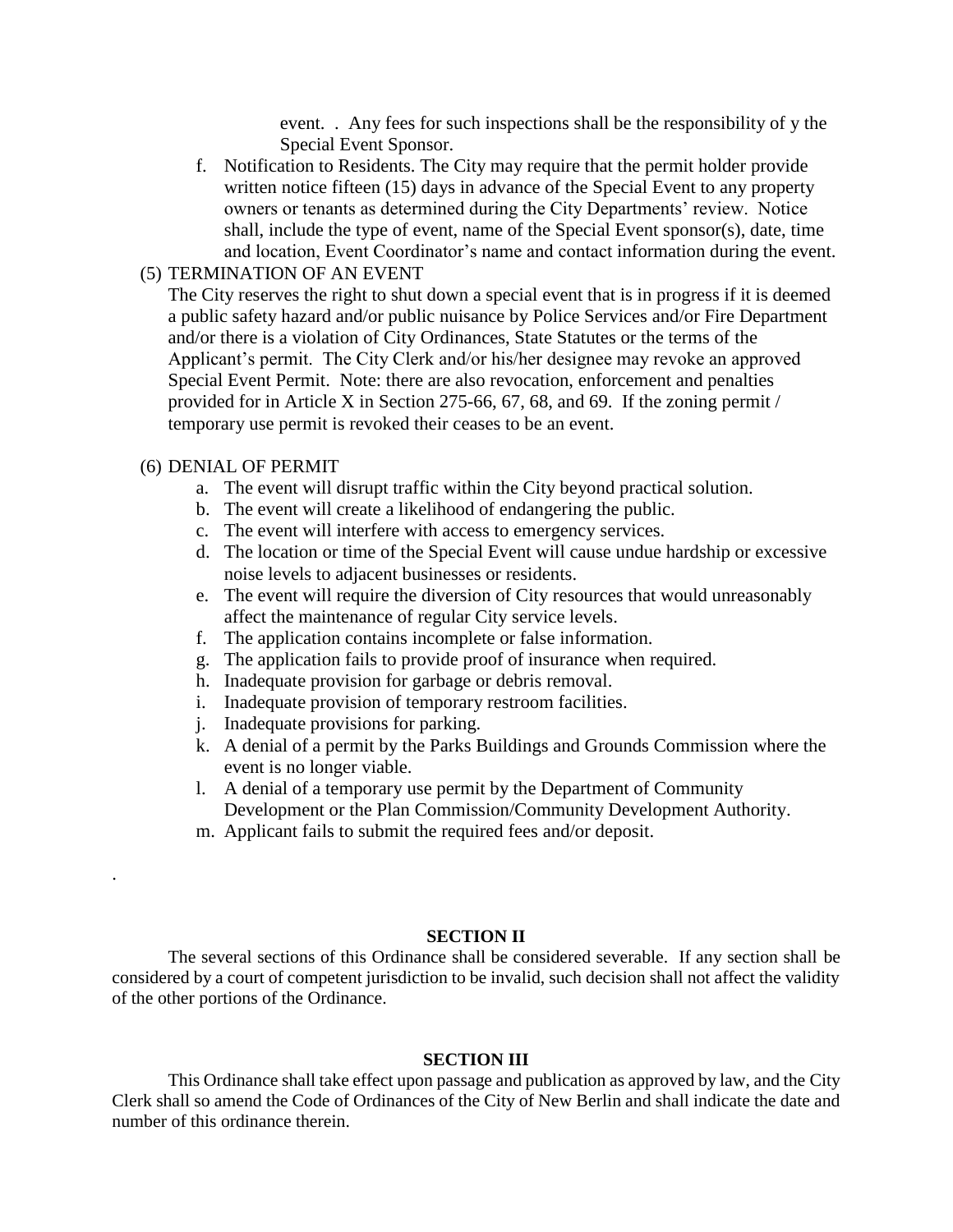event. . Any fees for such inspections shall be the responsibility of y the Special Event Sponsor.

f. Notification to Residents. The City may require that the permit holder provide written notice fifteen (15) days in advance of the Special Event to any property owners or tenants as determined during the City Departments' review. Notice shall, include the type of event, name of the Special Event sponsor(s), date, time and location, Event Coordinator's name and contact information during the event.

(5) TERMINATION OF AN EVENT

The City reserves the right to shut down a special event that is in progress if it is deemed a public safety hazard and/or public nuisance by Police Services and/or Fire Department and/or there is a violation of City Ordinances, State Statutes or the terms of the Applicant's permit. The City Clerk and/or his/her designee may revoke an approved Special Event Permit. Note: there are also revocation, enforcement and penalties provided for in Article X in Section 275-66, 67, 68, and 69. If the zoning permit / temporary use permit is revoked their ceases to be an event.

(6) DENIAL OF PERMIT

a. The event will disrupt traffic within the City beyond practical solution.
b. The event will create a likelihood of endangering the public.
c. The event will interfere with access to emergency services.
d. The location or time of the Special Event will cause undue hardship or excessive noise levels to adjacent businesses or residents.
e. The event will require the diversion of City resources that would unreasonably affect the maintenance of regular City service levels.
f. The application contains incomplete or false information.
g. The application fails to provide proof of insurance when required.
h. Inadequate provision for garbage or debris removal.
i. Inadequate provision of temporary restroom facilities.
j. Inadequate provisions for parking.
k. A denial of a permit by the Parks Buildings and Grounds Commission where the event is no longer viable.
l. A denial of a temporary use permit by the Department of Community Development or the Plan Commission/Community Development Authority.
m. Applicant fails to submit the required fees and/or deposit.

.

**SECTION II**

The several sections of this Ordinance shall be considered severable. If any section shall be considered by a court of competent jurisdiction to be invalid, such decision shall not affect the validity of the other portions of the Ordinance.

**SECTION III**

This Ordinance shall take effect upon passage and publication as approved by law, and the City Clerk shall so amend the Code of Ordinances of the City of New Berlin and shall indicate the date and number of this ordinance therein.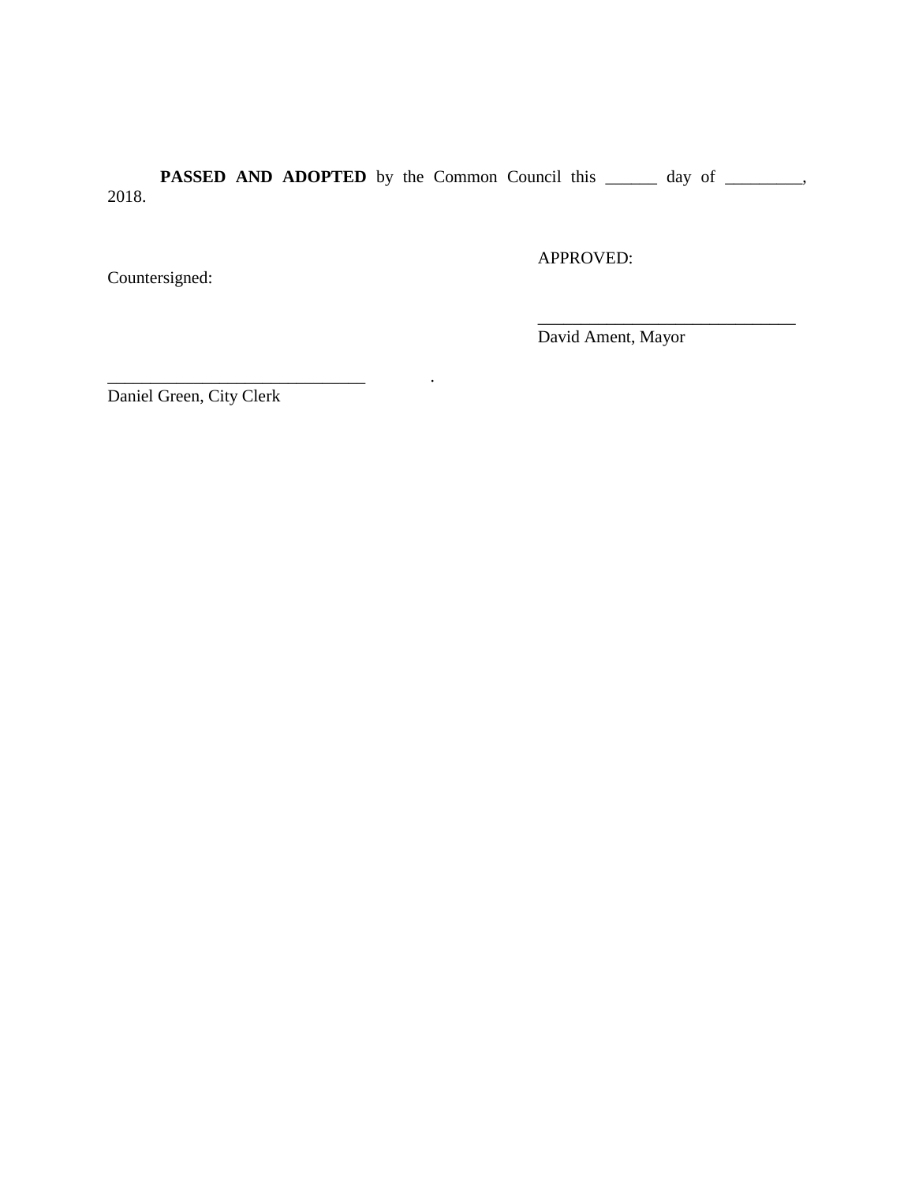**PASSED AND ADOPTED** by the Common Council this ______ day of _________, 2018.

APPROVED:

Countersigned:

______________________________
David Ament, Mayor

______________________________ .
Daniel Green, City Clerk